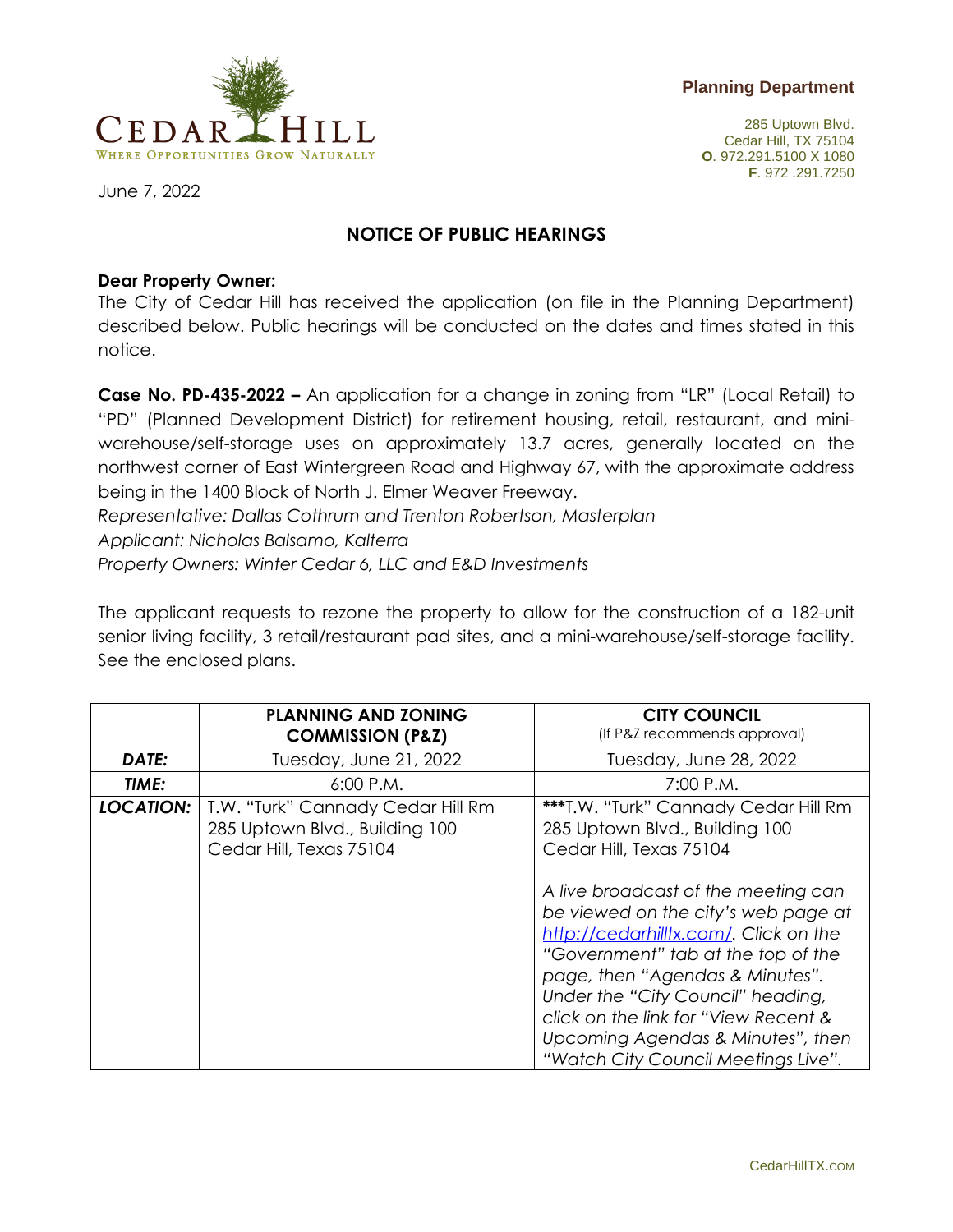CEDAR HILL
WHERE OPPORTUNITIES GROW NATURALLY

**Planning Department**

285 Uptown Blvd.
Cedar Hill, TX 75104
**O**. 972.291.5100 X 1080
**F**. 972 .291.7250

June 7, 2022

## NOTICE OF PUBLIC HEARINGS

**Dear Property Owner:**
The City of Cedar Hill has received the application (on file in the Planning Department) described below. Public hearings will be conducted on the dates and times stated in this notice.

**Case No. PD-435-2022 –** An application for a change in zoning from "LR" (Local Retail) to "PD" (Planned Development District) for retirement housing, retail, restaurant, and mini-warehouse/self-storage uses on approximately 13.7 acres, generally located on the northwest corner of East Wintergreen Road and Highway 67, with the approximate address being in the 1400 Block of North J. Elmer Weaver Freeway.
*Representative: Dallas Cothrum and Trenton Robertson, Masterplan*
*Applicant: Nicholas Balsamo, Kalterra*
*Property Owners: Winter Cedar 6, LLC and E&D Investments*

The applicant requests to rezone the property to allow for the construction of a 182-unit senior living facility, 3 retail/restaurant pad sites, and a mini-warehouse/self-storage facility. See the enclosed plans.

| | **PLANNING AND ZONING COMMISSION (P&Z)** | **CITY COUNCIL** (If P&Z recommends approval) |
|---|---|---|
| ***DATE:*** | Tuesday, June 21, 2022 | Tuesday, June 28, 2022 |
| ***TIME:*** | 6:00 P.M. | 7:00 P.M. |
| ***LOCATION:*** | T.W. "Turk" Cannady Cedar Hill Rm<br>285 Uptown Blvd., Building 100<br>Cedar Hill, Texas 75104 | **\*\*\***T.W. "Turk" Cannady Cedar Hill Rm<br>285 Uptown Blvd., Building 100<br>Cedar Hill, Texas 75104<br><br>*A live broadcast of the meeting can be viewed on the city's web page at [http://cedarhilltx.com/](http://cedarhilltx.com/). Click on the "Government" tab at the top of the page, then "Agendas & Minutes". Under the "City Council" heading, click on the link for "View Recent & Upcoming Agendas & Minutes", then "Watch City Council Meetings Live".* |

CedarHillTX.com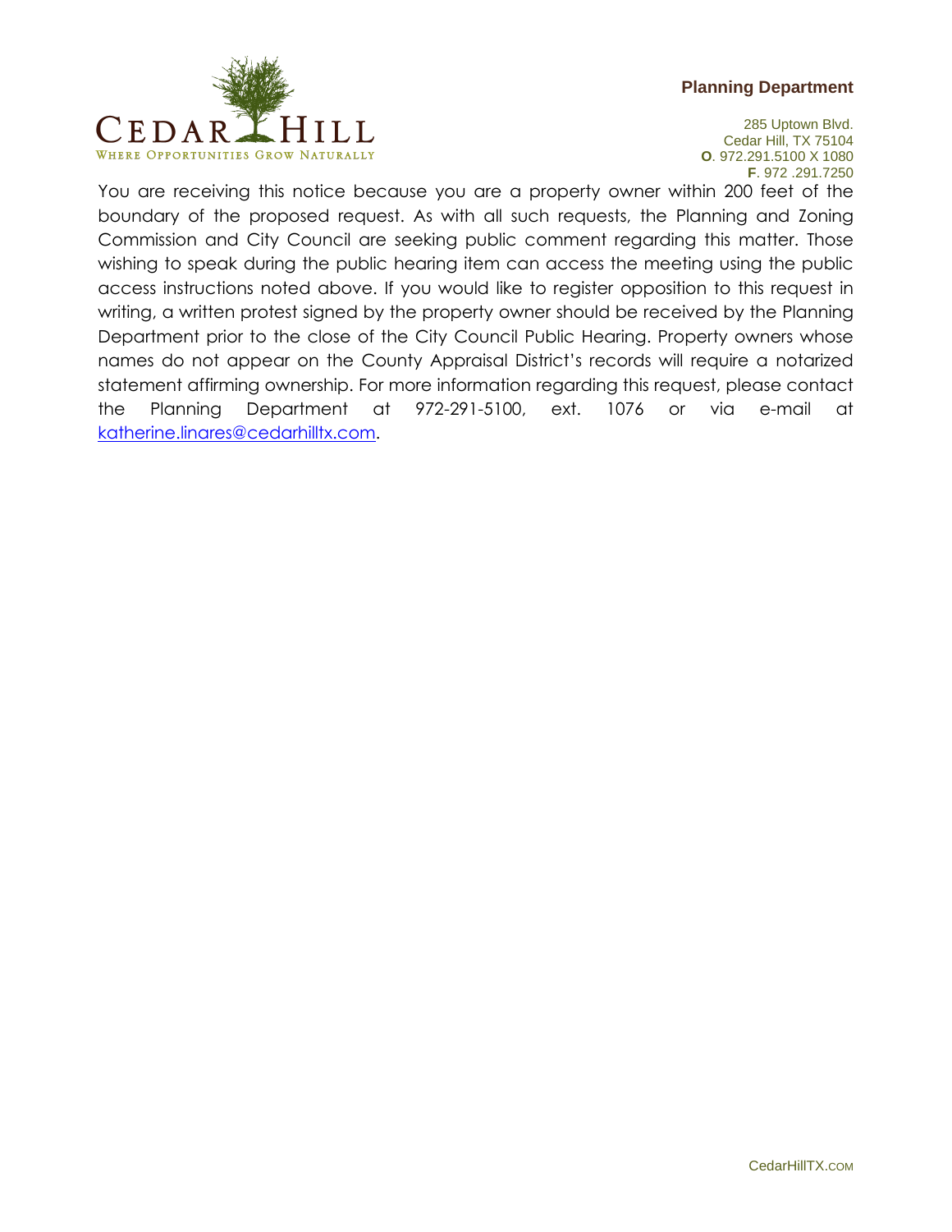**Planning Department**

285 Uptown Blvd.
Cedar Hill, TX 75104
**O**. 972.291.5100 X 1080
**F**. 972 .291.7250

You are receiving this notice because you are a property owner within 200 feet of the boundary of the proposed request. As with all such requests, the Planning and Zoning Commission and City Council are seeking public comment regarding this matter. Those wishing to speak during the public hearing item can access the meeting using the public access instructions noted above. If you would like to register opposition to this request in writing, a written protest signed by the property owner should be received by the Planning Department prior to the close of the City Council Public Hearing. Property owners whose names do not appear on the County Appraisal District's records will require a notarized statement affirming ownership. For more information regarding this request, please contact the Planning Department at 972-291-5100, ext. 1076 or via e-mail at katherine.linares@cedarhilltx.com.